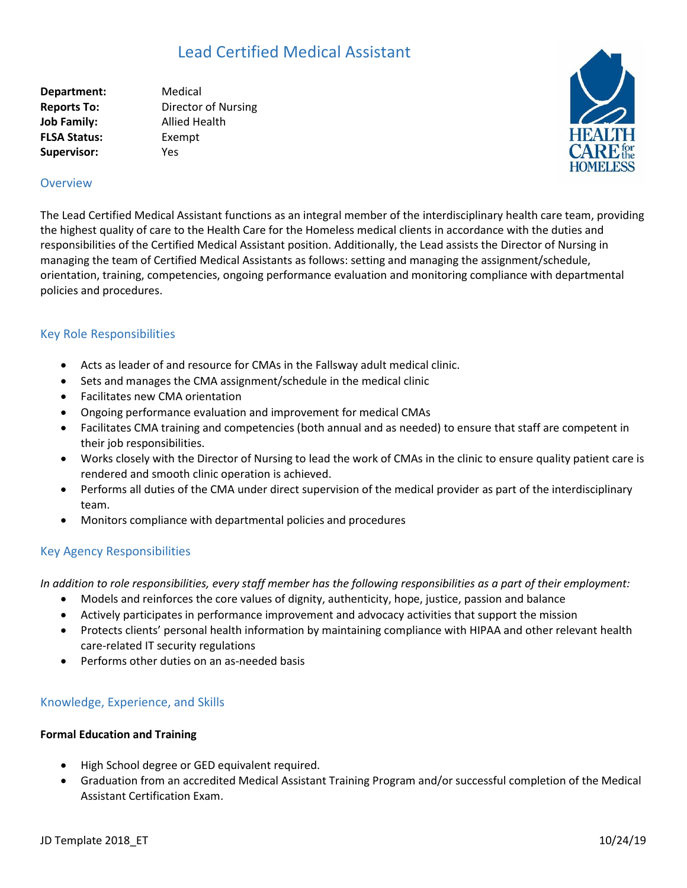# Lead Certified Medical Assistant

**Department:** Medical
**Reports To:** Director of Nursing
**Job Family:** Allied Health
**FLSA Status:** Exempt
**Supervisor:** Yes

## Overview

The Lead Certified Medical Assistant functions as an integral member of the interdisciplinary health care team, providing the highest quality of care to the Health Care for the Homeless medical clients in accordance with the duties and responsibilities of the Certified Medical Assistant position. Additionally, the Lead assists the Director of Nursing in managing the team of Certified Medical Assistants as follows: setting and managing the assignment/schedule, orientation, training, competencies, ongoing performance evaluation and monitoring compliance with departmental policies and procedures.

## Key Role Responsibilities

- Acts as leader of and resource for CMAs in the Fallsway adult medical clinic.
- Sets and manages the CMA assignment/schedule in the medical clinic
- Facilitates new CMA orientation
- Ongoing performance evaluation and improvement for medical CMAs
- Facilitates CMA training and competencies (both annual and as needed) to ensure that staff are competent in their job responsibilities.
- Works closely with the Director of Nursing to lead the work of CMAs in the clinic to ensure quality patient care is rendered and smooth clinic operation is achieved.
- Performs all duties of the CMA under direct supervision of the medical provider as part of the interdisciplinary team.
- Monitors compliance with departmental policies and procedures

## Key Agency Responsibilities

*In addition to role responsibilities, every staff member has the following responsibilities as a part of their employment:*

- Models and reinforces the core values of dignity, authenticity, hope, justice, passion and balance
- Actively participates in performance improvement and advocacy activities that support the mission
- Protects clients' personal health information by maintaining compliance with HIPAA and other relevant health care-related IT security regulations
- Performs other duties on an as-needed basis

## Knowledge, Experience, and Skills

**Formal Education and Training**

- High School degree or GED equivalent required.
- Graduation from an accredited Medical Assistant Training Program and/or successful completion of the Medical Assistant Certification Exam.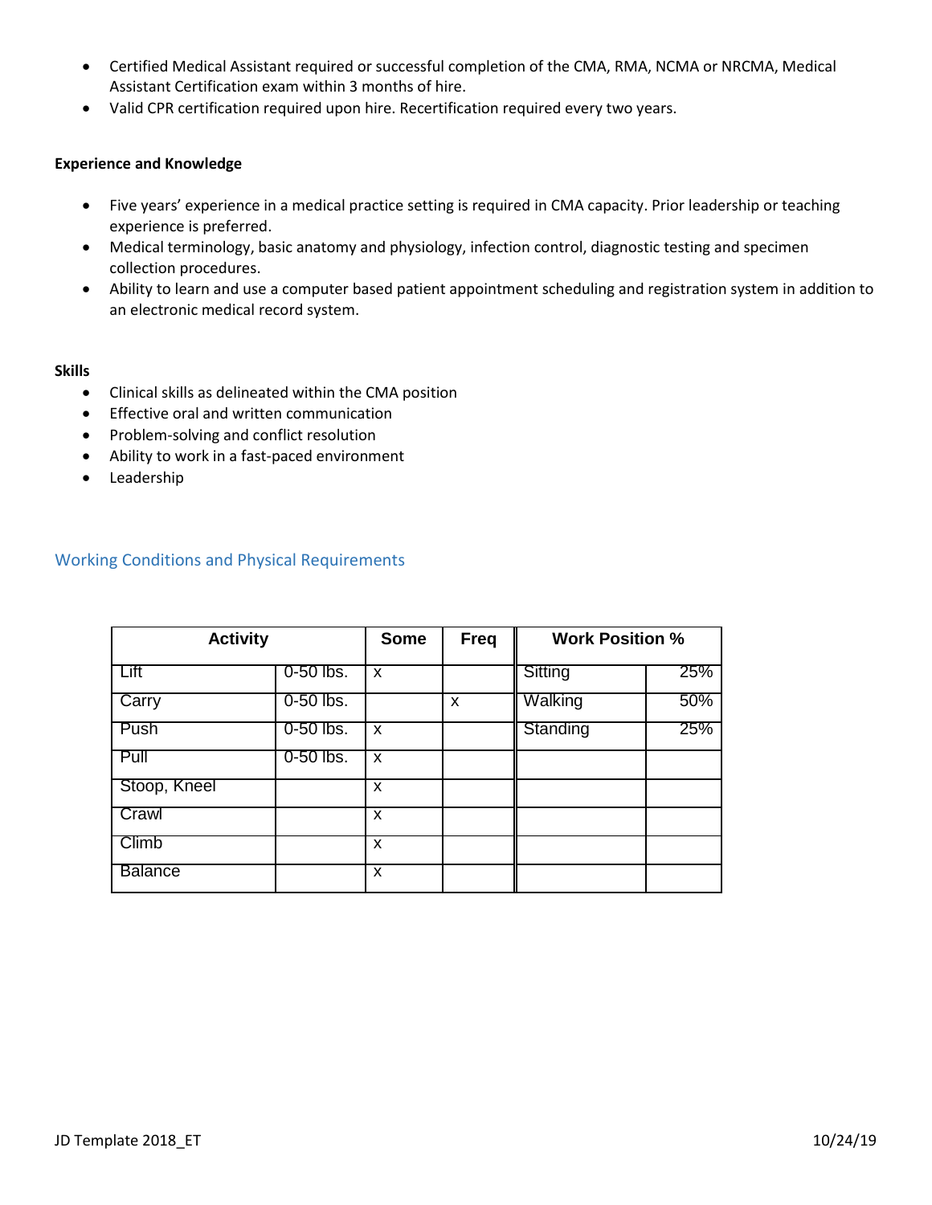- Certified Medical Assistant required or successful completion of the CMA, RMA, NCMA or NRCMA, Medical Assistant Certification exam within 3 months of hire.
- Valid CPR certification required upon hire. Recertification required every two years.

**Experience and Knowledge**

- Five years' experience in a medical practice setting is required in CMA capacity. Prior leadership or teaching experience is preferred.
- Medical terminology, basic anatomy and physiology, infection control, diagnostic testing and specimen collection procedures.
- Ability to learn and use a computer based patient appointment scheduling and registration system in addition to an electronic medical record system.

**Skills**

- Clinical skills as delineated within the CMA position
- Effective oral and written communication
- Problem-solving and conflict resolution
- Ability to work in a fast-paced environment
- Leadership

## Working Conditions and Physical Requirements

| Activity | | Some | Freq | Work Position % | |
|---|---|---|---|---|---|
| Lift | 0-50 lbs. | x | | Sitting | 25% |
| Carry | 0-50 lbs. | | x | Walking | 50% |
| Push | 0-50 lbs. | x | | Standing | 25% |
| Pull | 0-50 lbs. | x | | | |
| Stoop, Kneel | | x | | | |
| Crawl | | x | | | |
| Climb | | x | | | |
| Balance | | x | | | |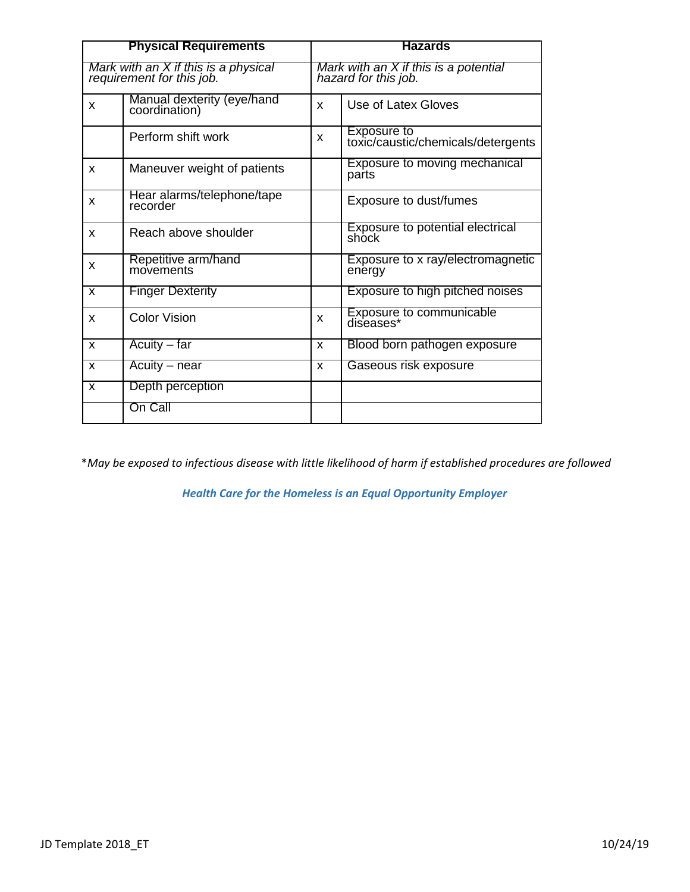| Physical Requirements | | Hazards | |
|---|---|---|---|
| *Mark with an X if this is a physical requirement for this job.* | | *Mark with an X if this is a potential hazard for this job.* | |
| x | Manual dexterity (eye/hand coordination) | x | Use of Latex Gloves |
| | Perform shift work | x | Exposure to toxic/caustic/chemicals/detergents |
| x | Maneuver weight of patients | | Exposure to moving mechanical parts |
| x | Hear alarms/telephone/tape recorder | | Exposure to dust/fumes |
| x | Reach above shoulder | | Exposure to potential electrical shock |
| x | Repetitive arm/hand movements | | Exposure to x ray/electromagnetic energy |
| x | Finger Dexterity | | Exposure to high pitched noises |
| x | Color Vision | x | Exposure to communicable diseases* |
| x | Acuity – far | x | Blood born pathogen exposure |
| x | Acuity – near | x | Gaseous risk exposure |
| x | Depth perception | | |
| | On Call | | |

**Health Care for the Homeless is an Equal Opportunity Employer**

*\*May be exposed to infectious disease with little likelihood of harm if established procedures are followed*

JD Template 2018_ET 10/24/19